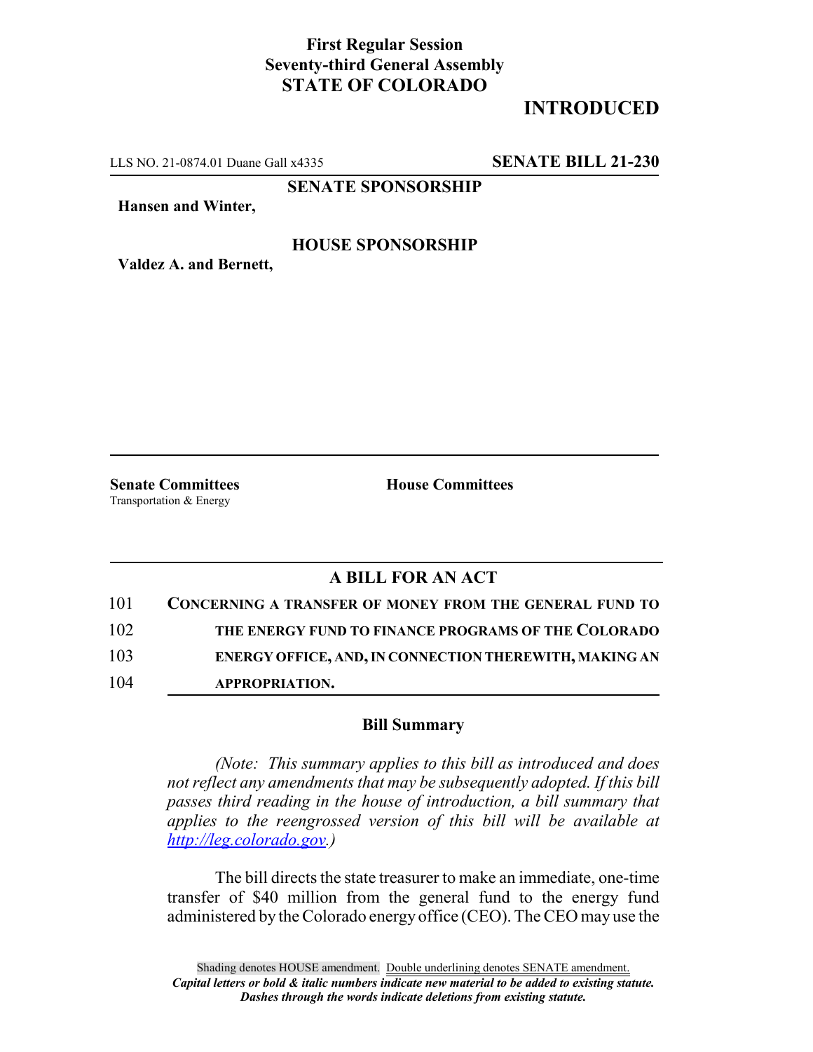**First Regular Session**
**Seventy-third General Assembly**
**STATE OF COLORADO**

**INTRODUCED**

LLS NO. 21-0874.01 Duane Gall x4335 **SENATE BILL 21-230**

**SENATE SPONSORSHIP**

**Hansen and Winter,**

**HOUSE SPONSORSHIP**

**Valdez A. and Bernett,**

**Senate Committees**
Transportation & Energy

**House Committees**

## A BILL FOR AN ACT

101 **CONCERNING A TRANSFER OF MONEY FROM THE GENERAL FUND TO**
102 **THE ENERGY FUND TO FINANCE PROGRAMS OF THE COLORADO**
103 **ENERGY OFFICE, AND, IN CONNECTION THEREWITH, MAKING AN**
104 **APPROPRIATION.**

### Bill Summary

*(Note: This summary applies to this bill as introduced and does not reflect any amendments that may be subsequently adopted. If this bill passes third reading in the house of introduction, a bill summary that applies to the reengrossed version of this bill will be available at http://leg.colorado.gov.)*

The bill directs the state treasurer to make an immediate, one-time transfer of $40 million from the general fund to the energy fund administered by the Colorado energy office (CEO). The CEO may use the

Shading denotes HOUSE amendment. Double underlining denotes SENATE amendment.
*Capital letters or bold & italic numbers indicate new material to be added to existing statute.*
*Dashes through the words indicate deletions from existing statute.*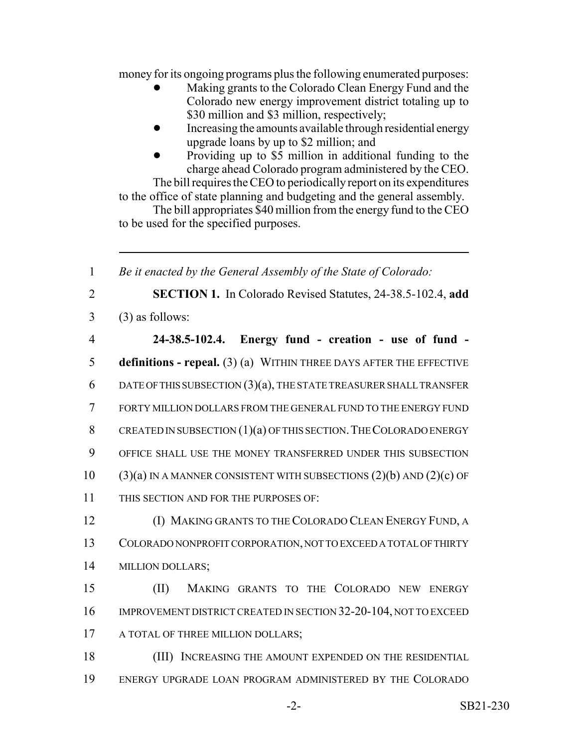money for its ongoing programs plus the following enumerated purposes:

- Making grants to the Colorado Clean Energy Fund and the Colorado new energy improvement district totaling up to $30 million and $3 million, respectively;
- Increasing the amounts available through residential energy upgrade loans by up to $2 million; and
- Providing up to $5 million in additional funding to the charge ahead Colorado program administered by the CEO.

The bill requires the CEO to periodically report on its expenditures to the office of state planning and budgeting and the general assembly.

The bill appropriates $40 million from the energy fund to the CEO to be used for the specified purposes.

---

1 *Be it enacted by the General Assembly of the State of Colorado:*

2 **SECTION 1.** In Colorado Revised Statutes, 24-38.5-102.4, **add**
3 (3) as follows:

4 **24-38.5-102.4. Energy fund - creation - use of fund -**
5 **definitions - repeal.** (3) (a) WITHIN THREE DAYS AFTER THE EFFECTIVE
6 DATE OF THIS SUBSECTION (3)(a), THE STATE TREASURER SHALL TRANSFER
7 FORTY MILLION DOLLARS FROM THE GENERAL FUND TO THE ENERGY FUND
8 CREATED IN SUBSECTION (1)(a) OF THIS SECTION. THE COLORADO ENERGY
9 OFFICE SHALL USE THE MONEY TRANSFERRED UNDER THIS SUBSECTION
10 (3)(a) IN A MANNER CONSISTENT WITH SUBSECTIONS (2)(b) AND (2)(c) OF
11 THIS SECTION AND FOR THE PURPOSES OF:

12 (I) MAKING GRANTS TO THE COLORADO CLEAN ENERGY FUND, A
13 COLORADO NONPROFIT CORPORATION, NOT TO EXCEED A TOTAL OF THIRTY
14 MILLION DOLLARS;

15 (II) MAKING GRANTS TO THE COLORADO NEW ENERGY
16 IMPROVEMENT DISTRICT CREATED IN SECTION 32-20-104, NOT TO EXCEED
17 A TOTAL OF THREE MILLION DOLLARS;

18 (III) INCREASING THE AMOUNT EXPENDED ON THE RESIDENTIAL
19 ENERGY UPGRADE LOAN PROGRAM ADMINISTERED BY THE COLORADO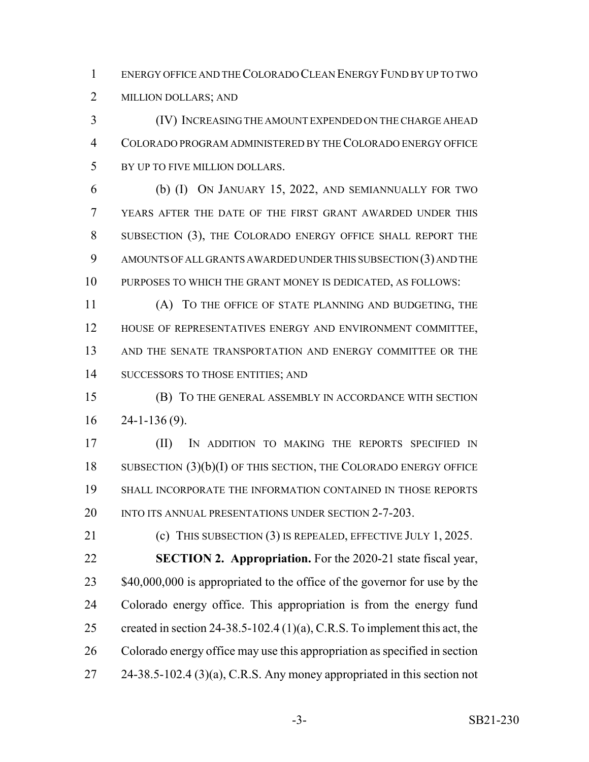ENERGY OFFICE AND THE COLORADO CLEAN ENERGY FUND BY UP TO TWO MILLION DOLLARS; AND

(IV) INCREASING THE AMOUNT EXPENDED ON THE CHARGE AHEAD COLORADO PROGRAM ADMINISTERED BY THE COLORADO ENERGY OFFICE BY UP TO FIVE MILLION DOLLARS.

(b) (I) ON JANUARY 15, 2022, AND SEMIANNUALLY FOR TWO YEARS AFTER THE DATE OF THE FIRST GRANT AWARDED UNDER THIS SUBSECTION (3), THE COLORADO ENERGY OFFICE SHALL REPORT THE AMOUNTS OF ALL GRANTS AWARDED UNDER THIS SUBSECTION (3) AND THE PURPOSES TO WHICH THE GRANT MONEY IS DEDICATED, AS FOLLOWS:

(A) TO THE OFFICE OF STATE PLANNING AND BUDGETING, THE HOUSE OF REPRESENTATIVES ENERGY AND ENVIRONMENT COMMITTEE, AND THE SENATE TRANSPORTATION AND ENERGY COMMITTEE OR THE SUCCESSORS TO THOSE ENTITIES; AND

(B) TO THE GENERAL ASSEMBLY IN ACCORDANCE WITH SECTION 24-1-136 (9).

(II) IN ADDITION TO MAKING THE REPORTS SPECIFIED IN SUBSECTION (3)(b)(I) OF THIS SECTION, THE COLORADO ENERGY OFFICE SHALL INCORPORATE THE INFORMATION CONTAINED IN THOSE REPORTS INTO ITS ANNUAL PRESENTATIONS UNDER SECTION 2-7-203.

(c) THIS SUBSECTION (3) IS REPEALED, EFFECTIVE JULY 1, 2025.

**SECTION 2. Appropriation.** For the 2020-21 state fiscal year, $40,000,000 is appropriated to the office of the governor for use by the Colorado energy office. This appropriation is from the energy fund created in section 24-38.5-102.4 (1)(a), C.R.S. To implement this act, the Colorado energy office may use this appropriation as specified in section 24-38.5-102.4 (3)(a), C.R.S. Any money appropriated in this section not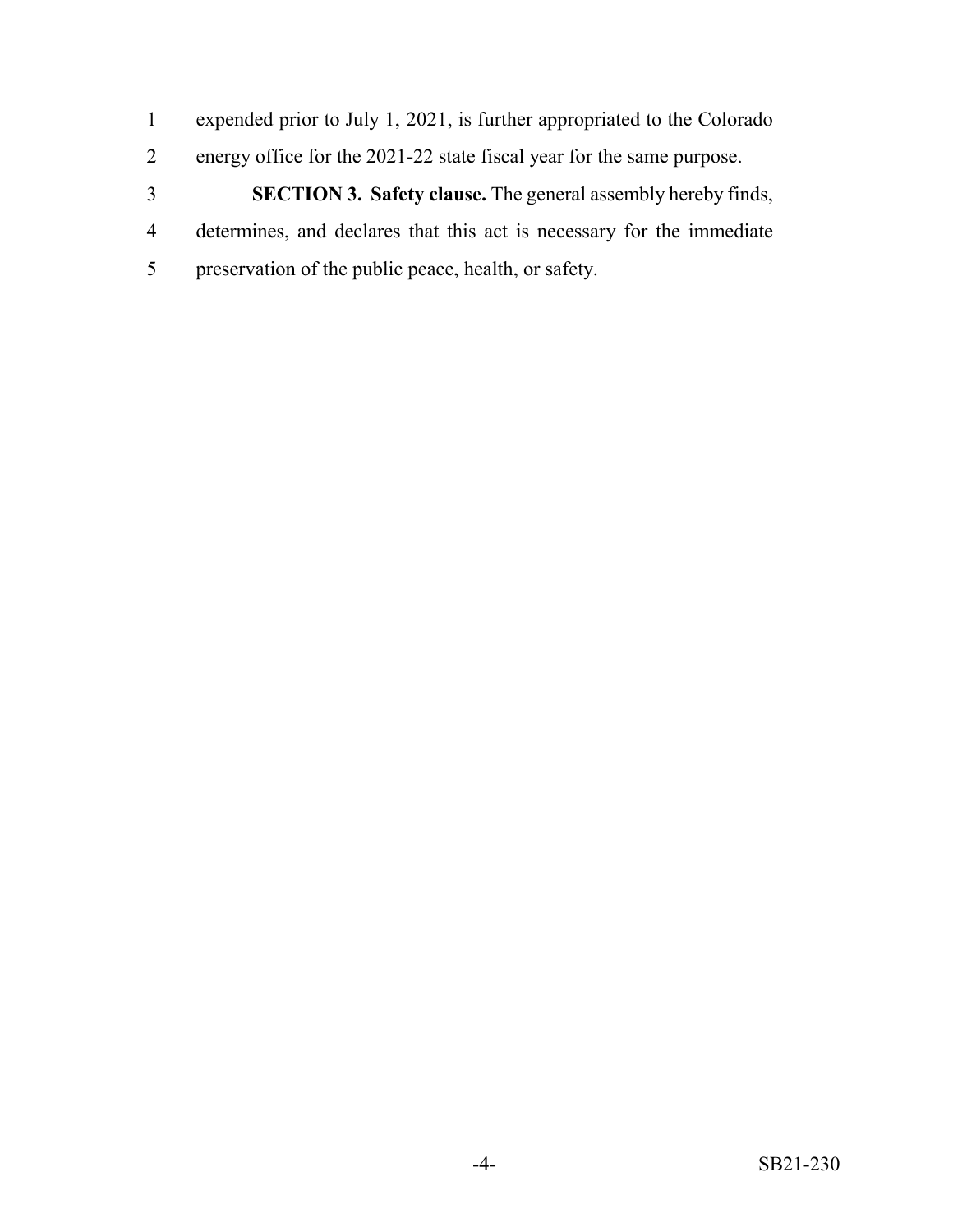expended prior to July 1, 2021, is further appropriated to the Colorado energy office for the 2021-22 state fiscal year for the same purpose.

**SECTION 3. Safety clause.** The general assembly hereby finds, determines, and declares that this act is necessary for the immediate preservation of the public peace, health, or safety.